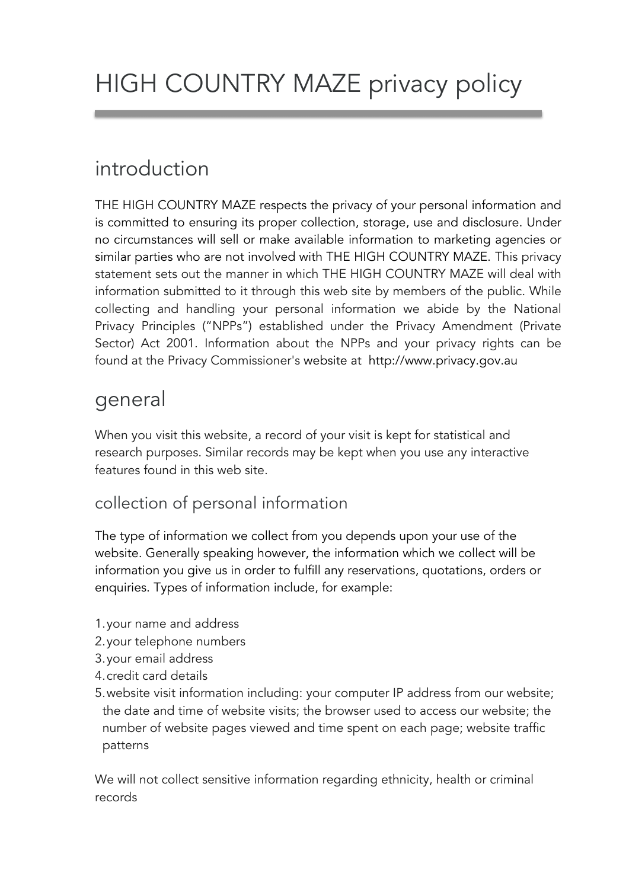# HIGH COUNTRY MAZE privacy policy

## introduction

THE HIGH COUNTRY MAZE respects the privacy of your personal information and is committed to ensuring its proper collection, storage, use and disclosure. Under no circumstances will sell or make available information to marketing agencies or similar parties who are not involved with THE HIGH COUNTRY MAZE. This privacy statement sets out the manner in which THE HIGH COUNTRY MAZE will deal with information submitted to it through this web site by members of the public. While collecting and handling your personal information we abide by the National Privacy Principles ("NPPs") established under the Privacy Amendment (Private Sector) Act 2001. Information about the NPPs and your privacy rights can be found at the Privacy Commissioner's website at http://www.privacy.gov.au

## general

When you visit this website, a record of your visit is kept for statistical and research purposes. Similar records may be kept when you use any interactive features found in this web site.

### collection of personal information

The type of information we collect from you depends upon your use of the website. Generally speaking however, the information which we collect will be information you give us in order to fulfill any reservations, quotations, orders or enquiries. Types of information include, for example:

1. your name and address
2. your telephone numbers
3. your email address
4. credit card details
5. website visit information including: your computer IP address from our website; the date and time of website visits; the browser used to access our website; the number of website pages viewed and time spent on each page; website traffic patterns

We will not collect sensitive information regarding ethnicity, health or criminal records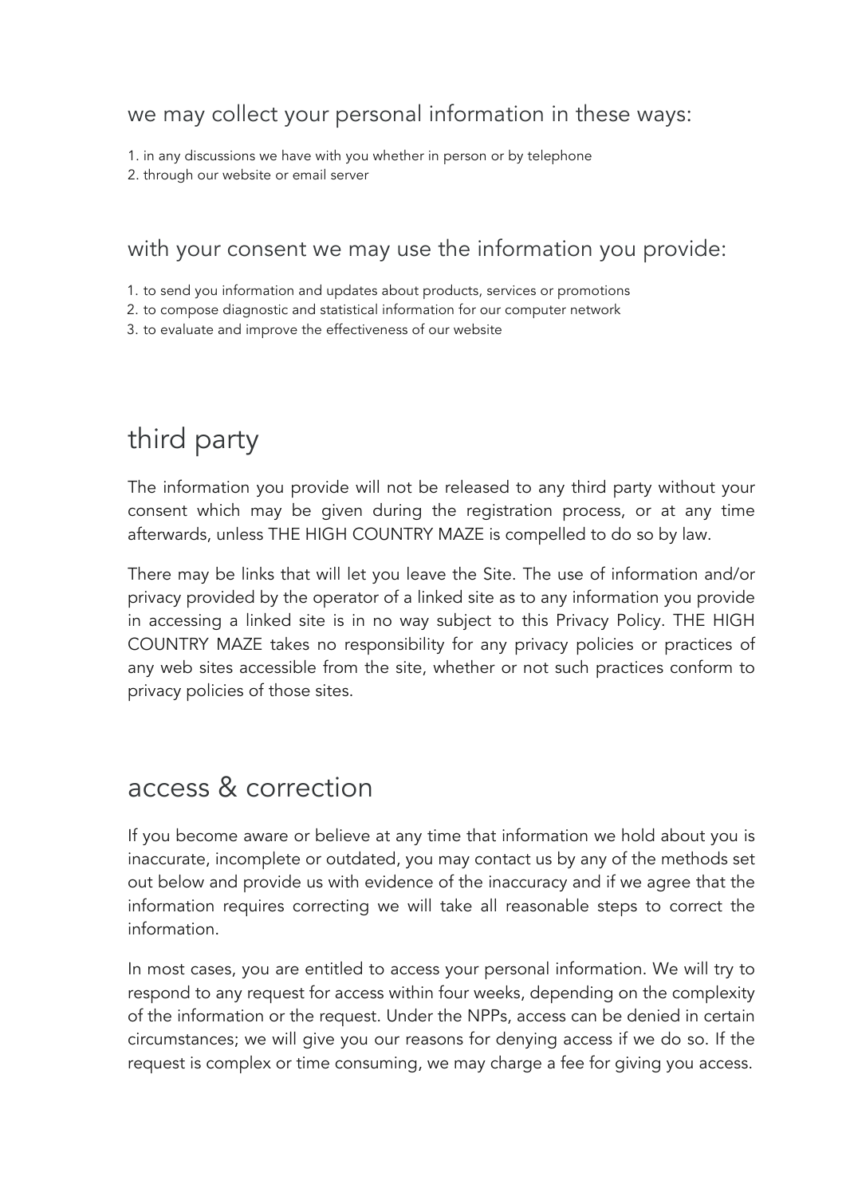### we may collect your personal information in these ways:

1. in any discussions we have with you whether in person or by telephone
2. through our website or email server

### with your consent we may use the information you provide:

1. to send you information and updates about products, services or promotions
2. to compose diagnostic and statistical information for our computer network
3. to evaluate and improve the effectiveness of our website

## third party

The information you provide will not be released to any third party without your consent which may be given during the registration process, or at any time afterwards, unless THE HIGH COUNTRY MAZE is compelled to do so by law.

There may be links that will let you leave the Site. The use of information and/or privacy provided by the operator of a linked site as to any information you provide in accessing a linked site is in no way subject to this Privacy Policy. THE HIGH COUNTRY MAZE takes no responsibility for any privacy policies or practices of any web sites accessible from the site, whether or not such practices conform to privacy policies of those sites.

## access & correction

If you become aware or believe at any time that information we hold about you is inaccurate, incomplete or outdated, you may contact us by any of the methods set out below and provide us with evidence of the inaccuracy and if we agree that the information requires correcting we will take all reasonable steps to correct the information.

In most cases, you are entitled to access your personal information. We will try to respond to any request for access within four weeks, depending on the complexity of the information or the request. Under the NPPs, access can be denied in certain circumstances; we will give you our reasons for denying access if we do so. If the request is complex or time consuming, we may charge a fee for giving you access.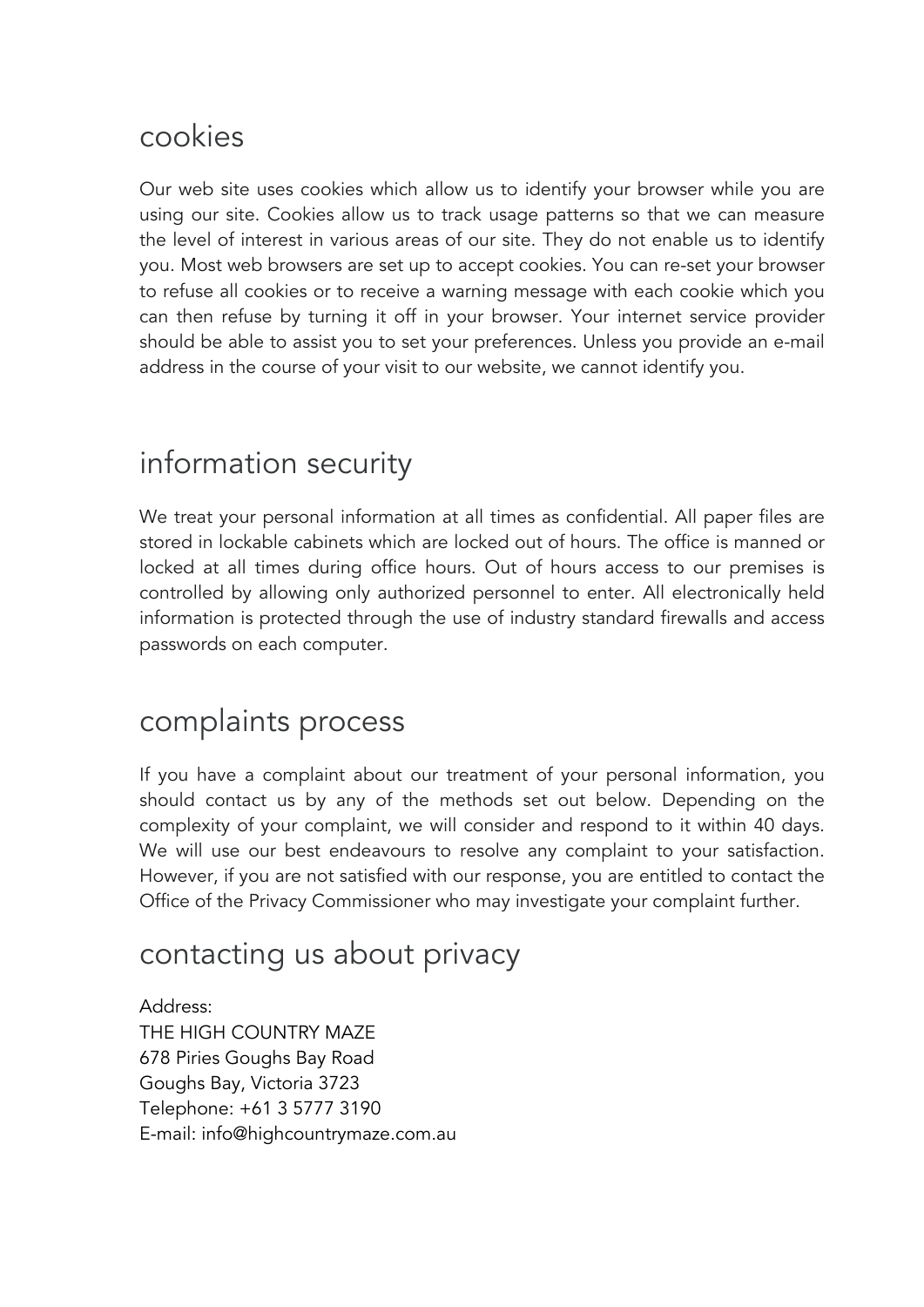## cookies

Our web site uses cookies which allow us to identify your browser while you are using our site. Cookies allow us to track usage patterns so that we can measure the level of interest in various areas of our site. They do not enable us to identify you. Most web browsers are set up to accept cookies. You can re-set your browser to refuse all cookies or to receive a warning message with each cookie which you can then refuse by turning it off in your browser. Your internet service provider should be able to assist you to set your preferences. Unless you provide an e-mail address in the course of your visit to our website, we cannot identify you.

## information security

We treat your personal information at all times as confidential. All paper files are stored in lockable cabinets which are locked out of hours. The office is manned or locked at all times during office hours. Out of hours access to our premises is controlled by allowing only authorized personnel to enter. All electronically held information is protected through the use of industry standard firewalls and access passwords on each computer.

## complaints process

If you have a complaint about our treatment of your personal information, you should contact us by any of the methods set out below. Depending on the complexity of your complaint, we will consider and respond to it within 40 days. We will use our best endeavours to resolve any complaint to your satisfaction. However, if you are not satisfied with our response, you are entitled to contact the Office of the Privacy Commissioner who may investigate your complaint further.

## contacting us about privacy

Address:
THE HIGH COUNTRY MAZE
678 Piries Goughs Bay Road
Goughs Bay, Victoria 3723
Telephone: +61 3 5777 3190
E-mail: info@highcountrymaze.com.au